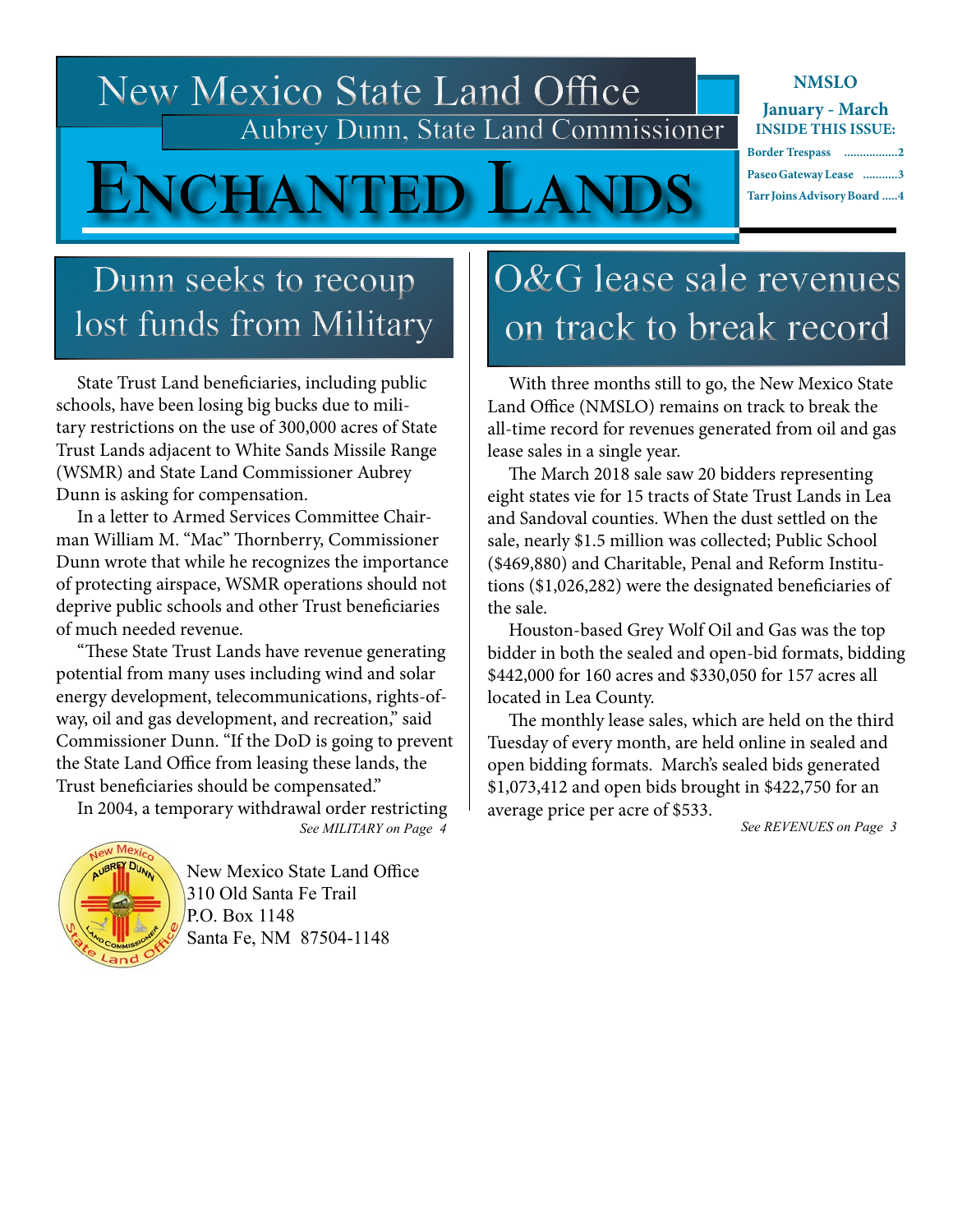# New Mexico State Land Office

Aubrey Dunn, State Land Commissioner

# Enchanted Lands

**NMSLO**

**January - March**

**INSIDE THIS ISSUE:**

- **Border Trespass** .................2
- **Paseo Gateway Lease** ...........3
- **Tarr Joins Advisory Board** .....4

## Dunn seeks to recoup lost funds from Military

State Trust Land beneficiaries, including public schools, have been losing big bucks due to military restrictions on the use of 300,000 acres of State Trust Lands adjacent to White Sands Missile Range (WSMR) and State Land Commissioner Aubrey Dunn is asking for compensation.

In a letter to Armed Services Committee Chairman William M. "Mac" Thornberry, Commissioner Dunn wrote that while he recognizes the importance of protecting airspace, WSMR operations should not deprive public schools and other Trust beneficiaries of much needed revenue.

"These State Trust Lands have revenue generating potential from many uses including wind and solar energy development, telecommunications, rights-of-way, oil and gas development, and recreation," said Commissioner Dunn. "If the DoD is going to prevent the State Land Office from leasing these lands, the Trust beneficiaries should be compensated."

In 2004, a temporary withdrawal order restricting

*See MILITARY on Page 4*

New Mexico State Land Office
310 Old Santa Fe Trail
P.O. Box 1148
Santa Fe, NM 87504-1148

## O&G lease sale revenues on track to break record

With three months still to go, the New Mexico State Land Office (NMSLO) remains on track to break the all-time record for revenues generated from oil and gas lease sales in a single year.

The March 2018 sale saw 20 bidders representing eight states vie for 15 tracts of State Trust Lands in Lea and Sandoval counties. When the dust settled on the sale, nearly $1.5 million was collected; Public School ($469,880) and Charitable, Penal and Reform Institutions ($1,026,282) were the designated beneficiaries of the sale.

Houston-based Grey Wolf Oil and Gas was the top bidder in both the sealed and open-bid formats, bidding $442,000 for 160 acres and $330,050 for 157 acres all located in Lea County.

The monthly lease sales, which are held on the third Tuesday of every month, are held online in sealed and open bidding formats. March's sealed bids generated $1,073,412 and open bids brought in $422,750 for an average price per acre of $533.

*See REVENUES on Page 3*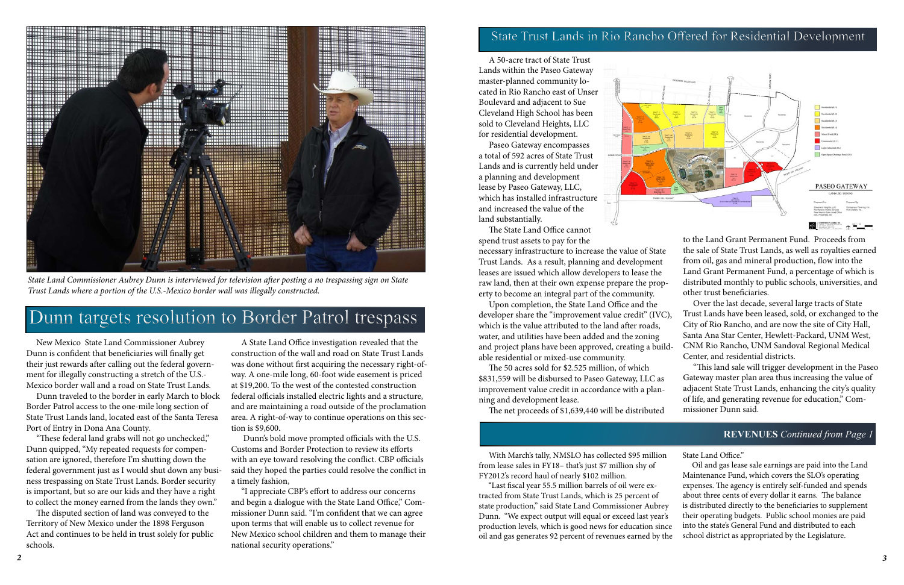State Land Commissioner Aubrey Dunn is interviewed for television after posting a no trespassing sign on State Trust Lands where a portion of the U.S.-Mexico border wall was illegally constructed.

# Dunn targets resolution to Border Patrol trespass

New Mexico State Land Commissioner Aubrey Dunn is confident that beneficiaries will finally get their just rewards after calling out the federal government for illegally constructing a stretch of the U.S.-Mexico border wall and a road on State Trust Lands.

Dunn traveled to the border in early March to block Border Patrol access to the one-mile long section of State Trust Lands land, located east of the Santa Teresa Port of Entry in Dona Ana County.

"These federal land grabs will not go unchecked," Dunn quipped, "My repeated requests for compensation are ignored, therefore I'm shutting down the federal government just as I would shut down any business trespassing on State Trust Lands. Border security is important, but so are our kids and they have a right to collect the money earned from the lands they own."

The disputed section of land was conveyed to the Territory of New Mexico under the 1898 Ferguson Act and continues to be held in trust solely for public schools.

A State Land Office investigation revealed that the construction of the wall and road on State Trust Lands was done without first acquiring the necessary right-of-way. A one-mile long, 60-foot wide easement is priced at $19,200. To the west of the contested construction federal officials installed electric lights and a structure, and are maintaining a road outside of the proclamation area. A right-of-way to continue operations on this section is $9,600.

Dunn's bold move prompted officials with the U.S. Customs and Border Protection to review its efforts with an eye toward resolving the conflict. CBP officials said they hoped the parties could resolve the conflict in a timely fashion,

"I appreciate CBP's effort to address our concerns and begin a dialogue with the State Land Office," Commissioner Dunn said. "I'm confident that we can agree upon terms that will enable us to collect revenue for New Mexico school children and them to manage their national security operations."

## State Trust Lands in Rio Rancho Offered for Residential Development

A 50-acre tract of State Trust Lands within the Paseo Gateway master-planned community located in Rio Rancho east of Unser Boulevard and adjacent to Sue Cleveland High School has been sold to Cleveland Heights, LLC for residential development.

Paseo Gateway encompasses a total of 592 acres of State Trust Lands and is currently held under a planning and development lease by Paseo Gateway, LLC, which has installed infrastructure and increased the value of the land substantially.

The State Land Office cannot spend trust assets to pay for the necessary infrastructure to increase the value of State Trust Lands. As a result, planning and development leases are issued which allow developers to lease the raw land, then at their own expense prepare the property to become an integral part of the community.

Upon completion, the State Land Office and the developer share the "improvement value credit" (IVC), which is the value attributed to the land after roads, water, and utilities have been added and the zoning and project plans have been approved, creating a buildable residential or mixed-use community.

The 50 acres sold for $2.525 million, of which $831,559 will be disbursed to Paseo Gateway, LLC as improvement value credit in accordance with a planning and development lease.

The net proceeds of $1,639,440 will be distributed to the Land Grant Permanent Fund. Proceeds from the sale of State Trust Lands, as well as royalties earned from oil, gas and mineral production, flow into the Land Grant Permanent Fund, a percentage of which is distributed monthly to public schools, universities, and other trust beneficiaries.

Over the last decade, several large tracts of State Trust Lands have been leased, sold, or exchanged to the City of Rio Rancho, and are now the site of City Hall, Santa Ana Star Center, Hewlett-Packard, UNM West, CNM Rio Rancho, UNM Sandoval Regional Medical Center, and residential districts.

"This land sale will trigger development in the Paseo Gateway master plan area thus increasing the value of adjacent State Trust Lands, enhancing the city's quality of life, and generating revenue for education," Commissioner Dunn said.

## REVENUES *Continued from Page 1*

With March's tally, NMSLO has collected $95 million from lease sales in FY18– that's just $7 million shy of FY2012's record haul of nearly $102 million.

"Last fiscal year 55.5 million barrels of oil were extracted from State Trust Lands, which is 25 percent of state production," said State Land Commissioner Aubrey Dunn. "We expect output will equal or exceed last year's production levels, which is good news for education since oil and gas generates 92 percent of revenues earned by the State Land Office."

Oil and gas lease sale earnings are paid into the Land Maintenance Fund, which covers the SLO's operating expenses. The agency is entirely self-funded and spends about three cents of every dollar it earns. The balance is distributed directly to the beneficiaries to supplement their operating budgets. Public school monies are paid into the state's General Fund and distributed to each school district as appropriated by the Legislature.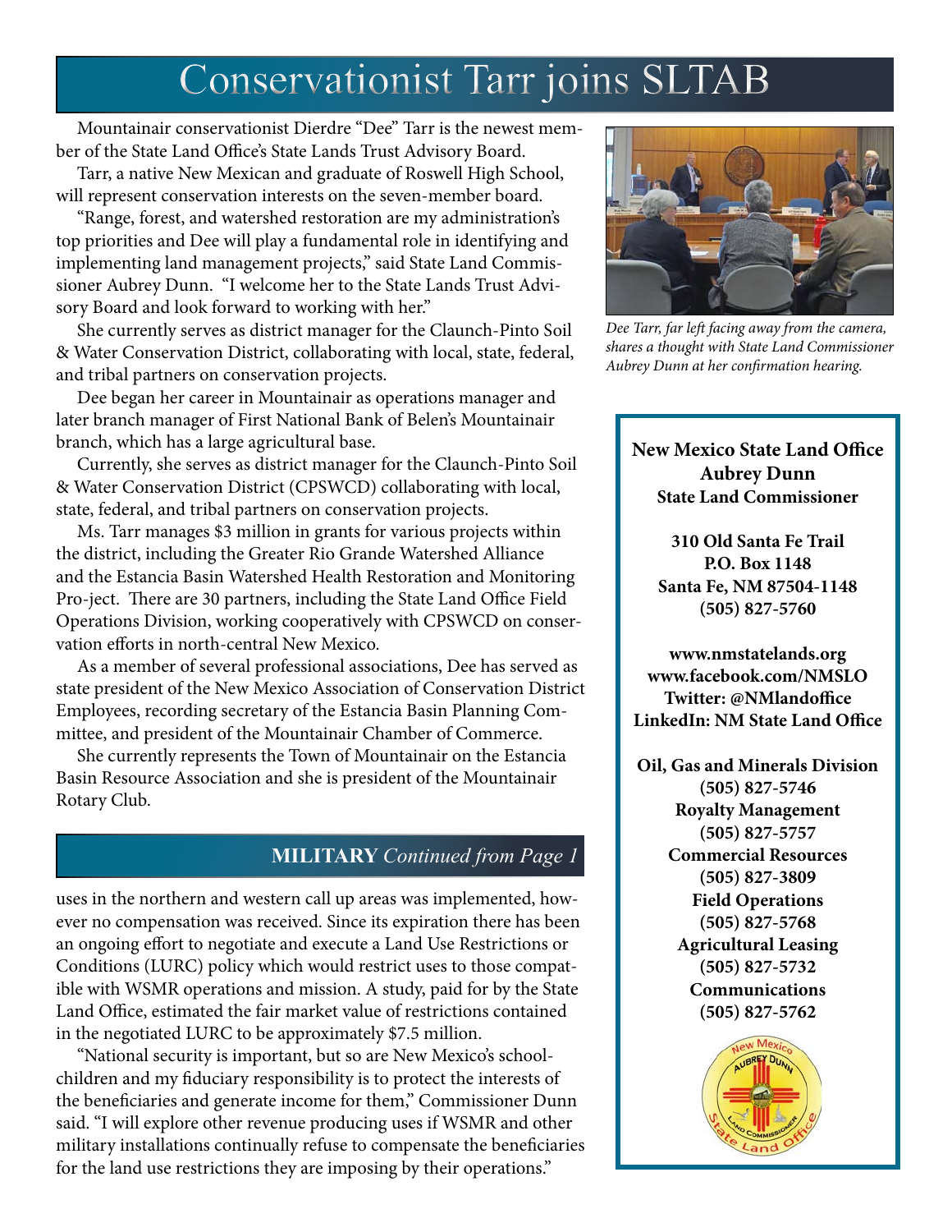# Conservationist Tarr joins SLTAB

Mountainair conservationist Dierdre "Dee" Tarr is the newest member of the State Land Office's State Lands Trust Advisory Board.

Tarr, a native New Mexican and graduate of Roswell High School, will represent conservation interests on the seven-member board.

"Range, forest, and watershed restoration are my administration's top priorities and Dee will play a fundamental role in identifying and implementing land management projects," said State Land Commissioner Aubrey Dunn. "I welcome her to the State Lands Trust Advisory Board and look forward to working with her."

She currently serves as district manager for the Claunch-Pinto Soil & Water Conservation District, collaborating with local, state, federal, and tribal partners on conservation projects.

Dee began her career in Mountainair as operations manager and later branch manager of First National Bank of Belen's Mountainair branch, which has a large agricultural base.

Currently, she serves as district manager for the Claunch-Pinto Soil & Water Conservation District (CPSWCD) collaborating with local, state, federal, and tribal partners on conservation projects.

Ms. Tarr manages $3 million in grants for various projects within the district, including the Greater Rio Grande Watershed Alliance and the Estancia Basin Watershed Health Restoration and Monitoring Pro-ject. There are 30 partners, including the State Land Office Field Operations Division, working cooperatively with CPSWCD on conservation efforts in north-central New Mexico.

As a member of several professional associations, Dee has served as state president of the New Mexico Association of Conservation District Employees, recording secretary of the Estancia Basin Planning Committee, and president of the Mountainair Chamber of Commerce.

She currently represents the Town of Mountainair on the Estancia Basin Resource Association and she is president of the Mountainair Rotary Club.

*Dee Tarr, far left facing away from the camera, shares a thought with State Land Commissioner Aubrey Dunn at her confirmation hearing.*

## MILITARY *Continued from Page 1*

uses in the northern and western call up areas was implemented, however no compensation was received. Since its expiration there has been an ongoing effort to negotiate and execute a Land Use Restrictions or Conditions (LURC) policy which would restrict uses to those compatible with WSMR operations and mission. A study, paid for by the State Land Office, estimated the fair market value of restrictions contained in the negotiated LURC to be approximately $7.5 million.

"National security is important, but so are New Mexico's schoolchildren and my fiduciary responsibility is to protect the interests of the beneficiaries and generate income for them," Commissioner Dunn said. "I will explore other revenue producing uses if WSMR and other military installations continually refuse to compensate the beneficiaries for the land use restrictions they are imposing by their operations."

**New Mexico State Land Office**
**Aubrey Dunn**
**State Land Commissioner**

**310 Old Santa Fe Trail**
**P.O. Box 1148**
**Santa Fe, NM 87504-1148**
**(505) 827-5760**

**www.nmstatelands.org**
**www.facebook.com/NMSLO**
**Twitter: @NMlandoffice**
**LinkedIn: NM State Land Office**

**Oil, Gas and Minerals Division**
**(505) 827-5746**
**Royalty Management**
**(505) 827-5757**
**Commercial Resources**
**(505) 827-3809**
**Field Operations**
**(505) 827-5768**
**Agricultural Leasing**
**(505) 827-5732**
**Communications**
**(505) 827-5762**